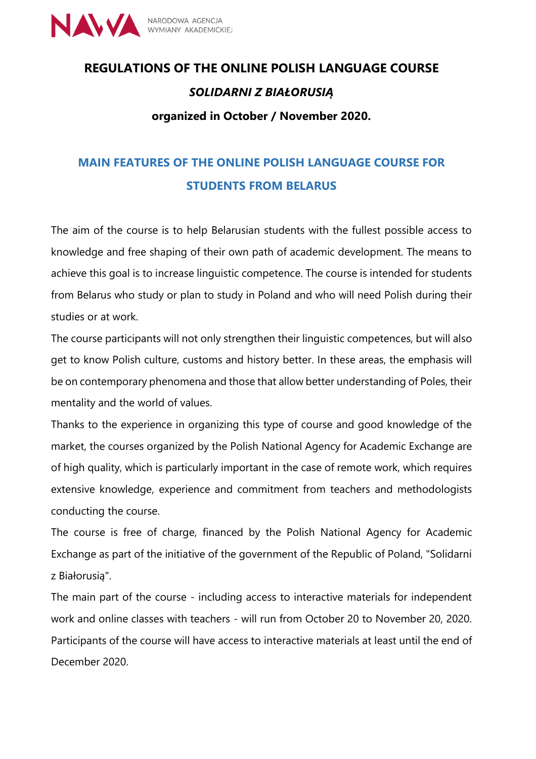# REGULATIONS OF THE ONLINE POLISH LANGUAGE COURSE

## *SOLIDARNI Z BIAŁORUSIĄ*

**organized in October / November 2020.**

## MAIN FEATURES OF THE ONLINE POLISH LANGUAGE COURSE FOR STUDENTS FROM BELARUS

The aim of the course is to help Belarusian students with the fullest possible access to knowledge and free shaping of their own path of academic development. The means to achieve this goal is to increase linguistic competence. The course is intended for students from Belarus who study or plan to study in Poland and who will need Polish during their studies or at work.

The course participants will not only strengthen their linguistic competences, but will also get to know Polish culture, customs and history better. In these areas, the emphasis will be on contemporary phenomena and those that allow better understanding of Poles, their mentality and the world of values.

Thanks to the experience in organizing this type of course and good knowledge of the market, the courses organized by the Polish National Agency for Academic Exchange are of high quality, which is particularly important in the case of remote work, which requires extensive knowledge, experience and commitment from teachers and methodologists conducting the course.

The course is free of charge, financed by the Polish National Agency for Academic Exchange as part of the initiative of the government of the Republic of Poland, "Solidarni z Białorusią".

The main part of the course - including access to interactive materials for independent work and online classes with teachers - will run from October 20 to November 20, 2020. Participants of the course will have access to interactive materials at least until the end of December 2020.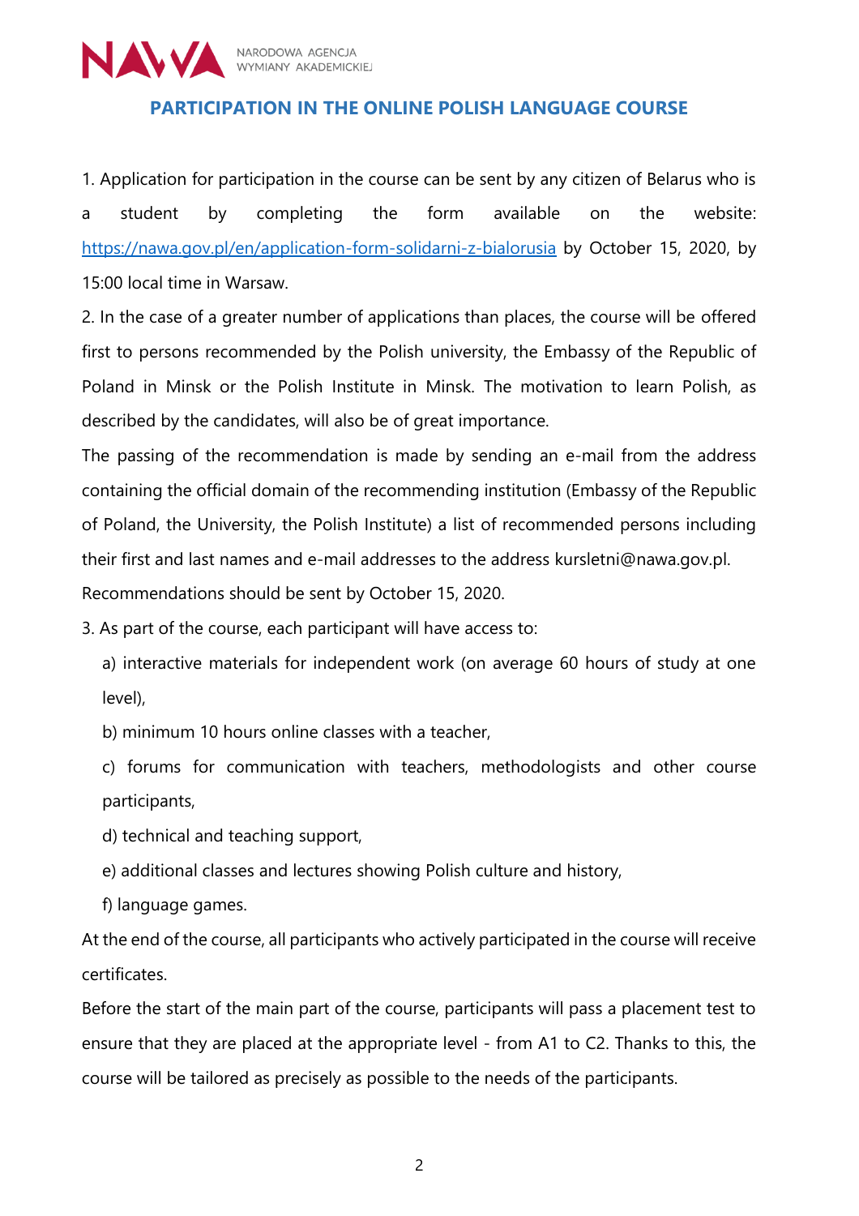## PARTICIPATION IN THE ONLINE POLISH LANGUAGE COURSE

1. Application for participation in the course can be sent by any citizen of Belarus who is a student by completing the form available on the website: [https://nawa.gov.pl/en/application-form-solidarni-z-bialorusia](https://nawa.gov.pl/en/application-form-solidarni-z-bialorusia) by October 15, 2020, by 15:00 local time in Warsaw.

2. In the case of a greater number of applications than places, the course will be offered first to persons recommended by the Polish university, the Embassy of the Republic of Poland in Minsk or the Polish Institute in Minsk. The motivation to learn Polish, as described by the candidates, will also be of great importance.

The passing of the recommendation is made by sending an e-mail from the address containing the official domain of the recommending institution (Embassy of the Republic of Poland, the University, the Polish Institute) a list of recommended persons including their first and last names and e-mail addresses to the address kursletni@nawa.gov.pl. Recommendations should be sent by October 15, 2020.

3. As part of the course, each participant will have access to:

a) interactive materials for independent work (on average 60 hours of study at one level),

b) minimum 10 hours online classes with a teacher,

c) forums for communication with teachers, methodologists and other course participants,

d) technical and teaching support,

e) additional classes and lectures showing Polish culture and history,

f) language games.

At the end of the course, all participants who actively participated in the course will receive certificates.

Before the start of the main part of the course, participants will pass a placement test to ensure that they are placed at the appropriate level - from A1 to C2. Thanks to this, the course will be tailored as precisely as possible to the needs of the participants.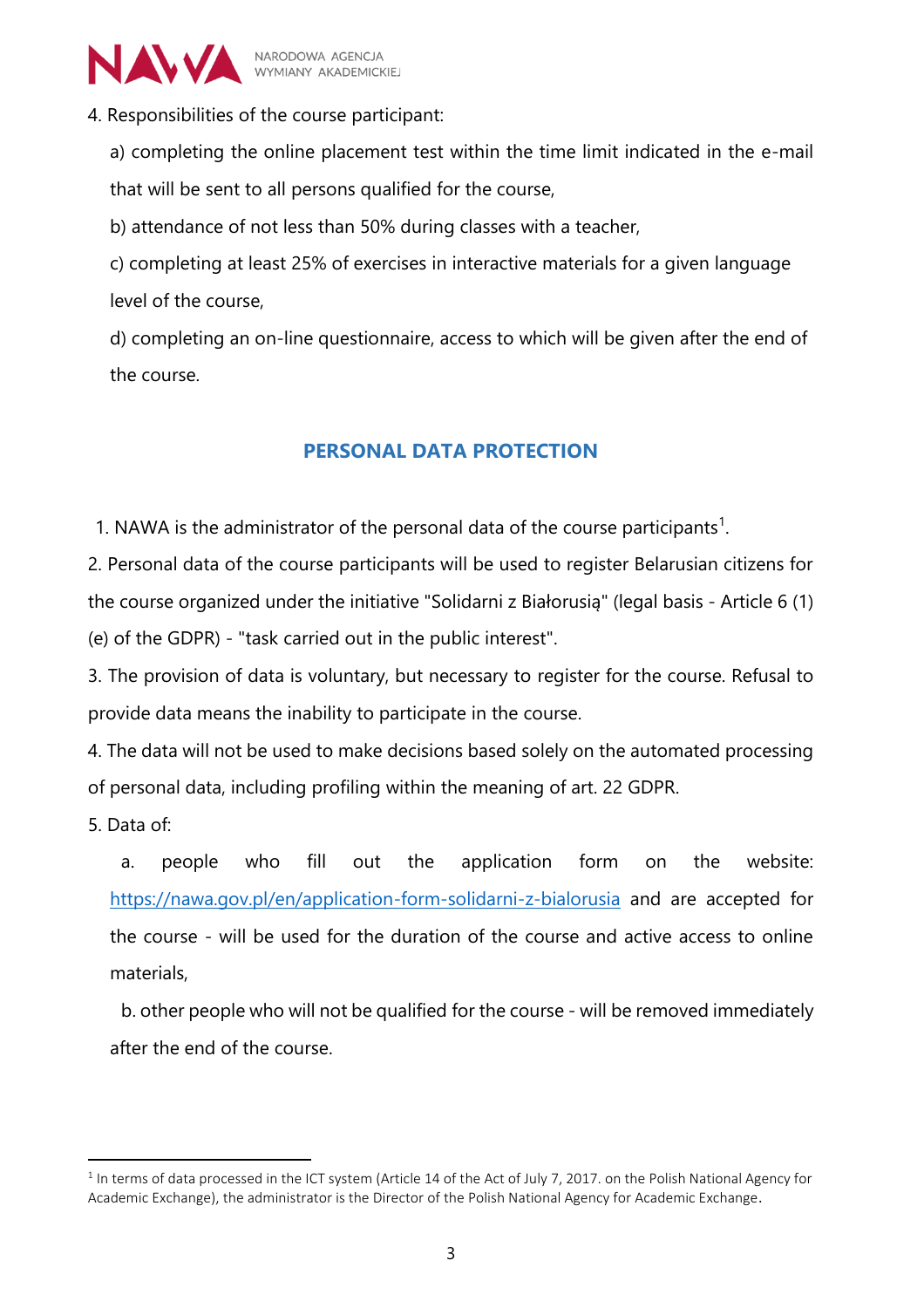4. Responsibilities of the course participant:

   a) completing the online placement test within the time limit indicated in the e-mail that will be sent to all persons qualified for the course,

   b) attendance of not less than 50% during classes with a teacher,

   c) completing at least 25% of exercises in interactive materials for a given language level of the course,

   d) completing an on-line questionnaire, access to which will be given after the end of the course.

## PERSONAL DATA PROTECTION

1. NAWA is the administrator of the personal data of the course participants[1].

2. Personal data of the course participants will be used to register Belarusian citizens for the course organized under the initiative "Solidarni z Białorusią" (legal basis - Article 6 (1) (e) of the GDPR) - "task carried out in the public interest".

3. The provision of data is voluntary, but necessary to register for the course. Refusal to provide data means the inability to participate in the course.

4. The data will not be used to make decisions based solely on the automated processing of personal data, including profiling within the meaning of art. 22 GDPR.

5. Data of:

   a. people who fill out the application form on the website: https://nawa.gov.pl/en/application-form-solidarni-z-bialorusia and are accepted for the course - will be used for the duration of the course and active access to online materials,

   b. other people who will not be qualified for the course - will be removed immediately after the end of the course.

---

[1] In terms of data processed in the ICT system (Article 14 of the Act of July 7, 2017. on the Polish National Agency for Academic Exchange), the administrator is the Director of the Polish National Agency for Academic Exchange.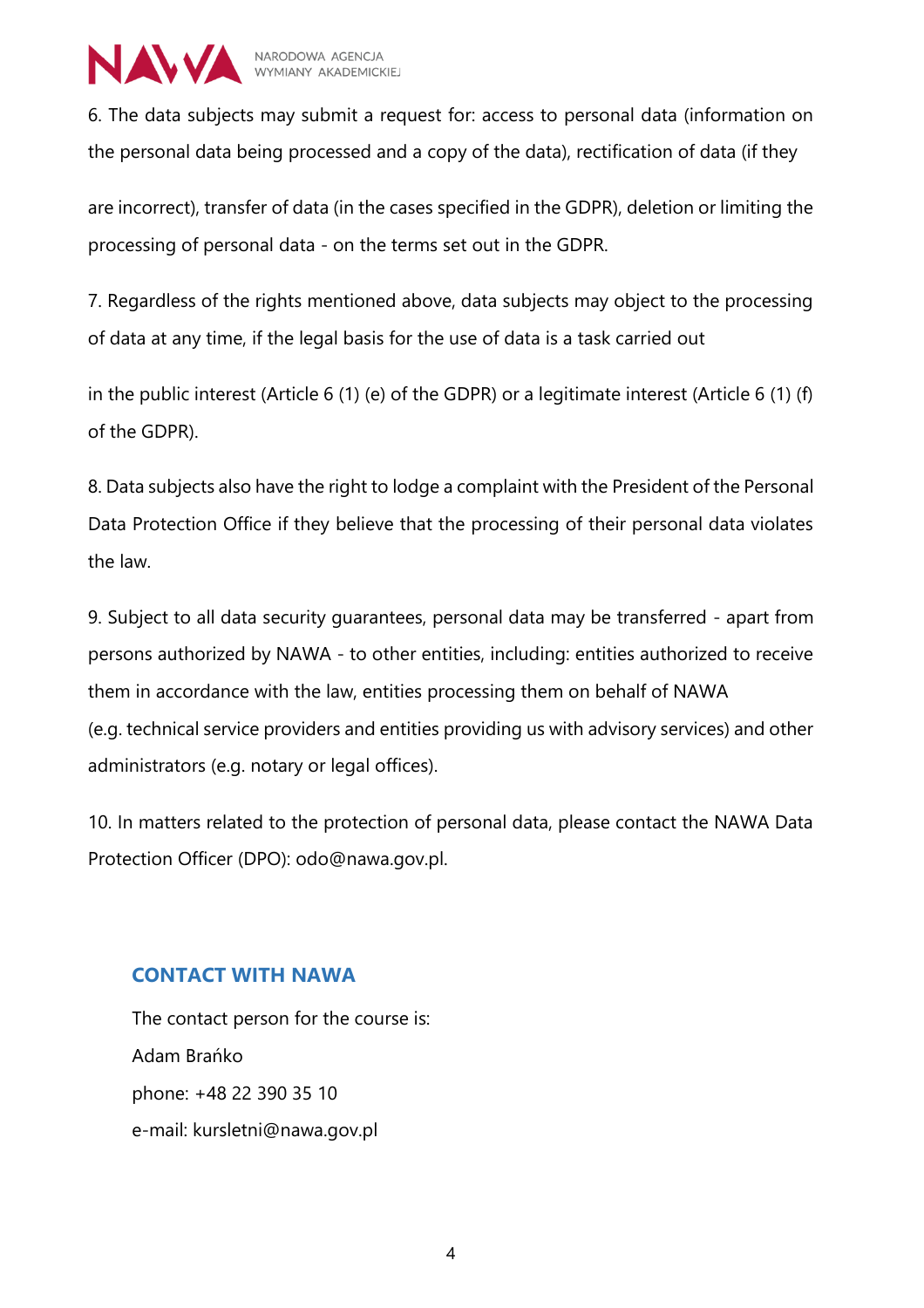6. The data subjects may submit a request for: access to personal data (information on the personal data being processed and a copy of the data), rectification of data (if they are incorrect), transfer of data (in the cases specified in the GDPR), deletion or limiting the processing of personal data - on the terms set out in the GDPR.

7. Regardless of the rights mentioned above, data subjects may object to the processing of data at any time, if the legal basis for the use of data is a task carried out in the public interest (Article 6 (1) (e) of the GDPR) or a legitimate interest (Article 6 (1) (f) of the GDPR).

8. Data subjects also have the right to lodge a complaint with the President of the Personal Data Protection Office if they believe that the processing of their personal data violates the law.

9. Subject to all data security guarantees, personal data may be transferred - apart from persons authorized by NAWA - to other entities, including: entities authorized to receive them in accordance with the law, entities processing them on behalf of NAWA (e.g. technical service providers and entities providing us with advisory services) and other administrators (e.g. notary or legal offices).

10. In matters related to the protection of personal data, please contact the NAWA Data Protection Officer (DPO): odo@nawa.gov.pl.

## CONTACT WITH NAWA

The contact person for the course is:
Adam Brańko
phone: +48 22 390 35 10
e-mail: kursletni@nawa.gov.pl